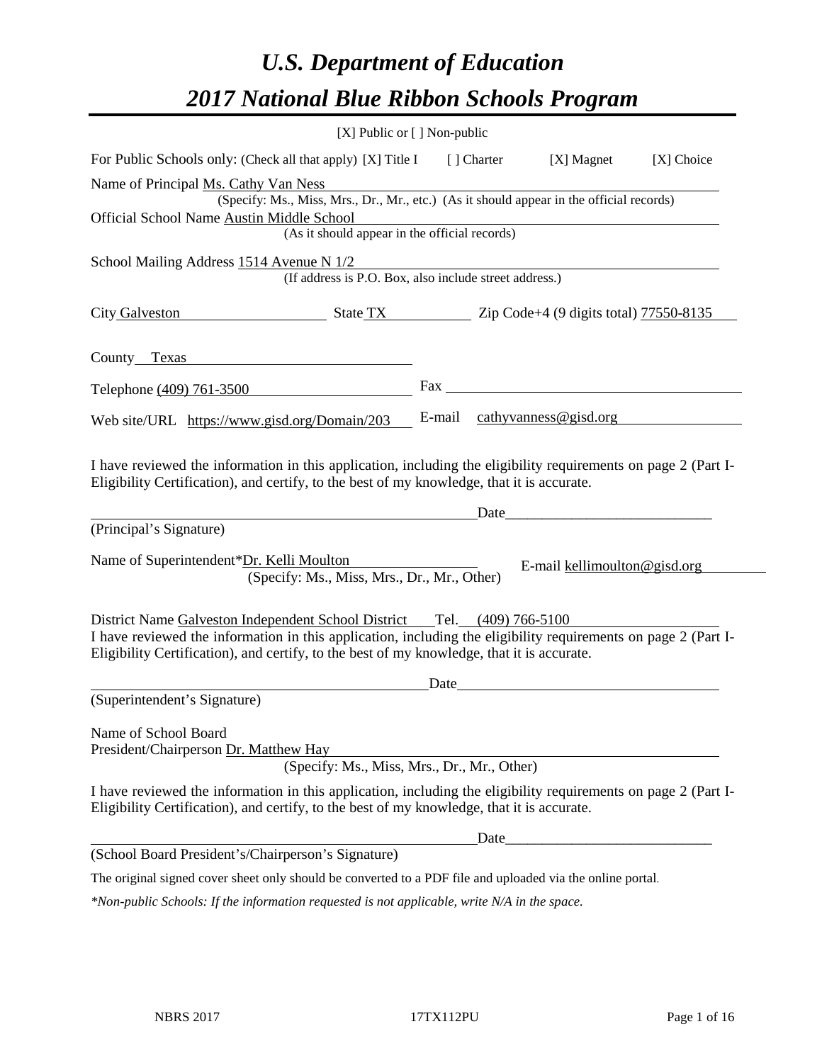# *U.S. Department of Education*

# *2017 National Blue Ribbon Schools Program*

[X] Public or [ ] Non-public

For Public Schools only: (Check all that apply) [X] Title I [ ] Charter [X] Magnet [X] Choice

Name of Principal Ms. Cathy Van Ness
(Specify: Ms., Miss, Mrs., Dr., Mr., etc.) (As it should appear in the official records)

Official School Name Austin Middle School
(As it should appear in the official records)

School Mailing Address 1514 Avenue N 1/2
(If address is P.O. Box, also include street address.)

City Galveston State TX Zip Code+4 (9 digits total) 77550-8135

County Texas

Telephone (409) 761-3500 Fax

Web site/URL https://www.gisd.org/Domain/203 E-mail cathyvanness@gisd.org

I have reviewed the information in this application, including the eligibility requirements on page 2 (Part I-Eligibility Certification), and certify, to the best of my knowledge, that it is accurate.

_______________________________________ Date_______________________

(Principal's Signature)

Name of Superintendent*Dr. Kelli Moulton E-mail kellimoulton@gisd.org
(Specify: Ms., Miss, Mrs., Dr., Mr., Other)

District Name Galveston Independent School District Tel. (409) 766-5100

I have reviewed the information in this application, including the eligibility requirements on page 2 (Part I-Eligibility Certification), and certify, to the best of my knowledge, that it is accurate.

_______________________________________ Date_______________________

(Superintendent's Signature)

Name of School Board
President/Chairperson Dr. Matthew Hay
(Specify: Ms., Miss, Mrs., Dr., Mr., Other)

I have reviewed the information in this application, including the eligibility requirements on page 2 (Part I-Eligibility Certification), and certify, to the best of my knowledge, that it is accurate.

_______________________________________ Date_______________________

(School Board President's/Chairperson's Signature)

The original signed cover sheet only should be converted to a PDF file and uploaded via the online portal.

*\*Non-public Schools: If the information requested is not applicable, write N/A in the space.*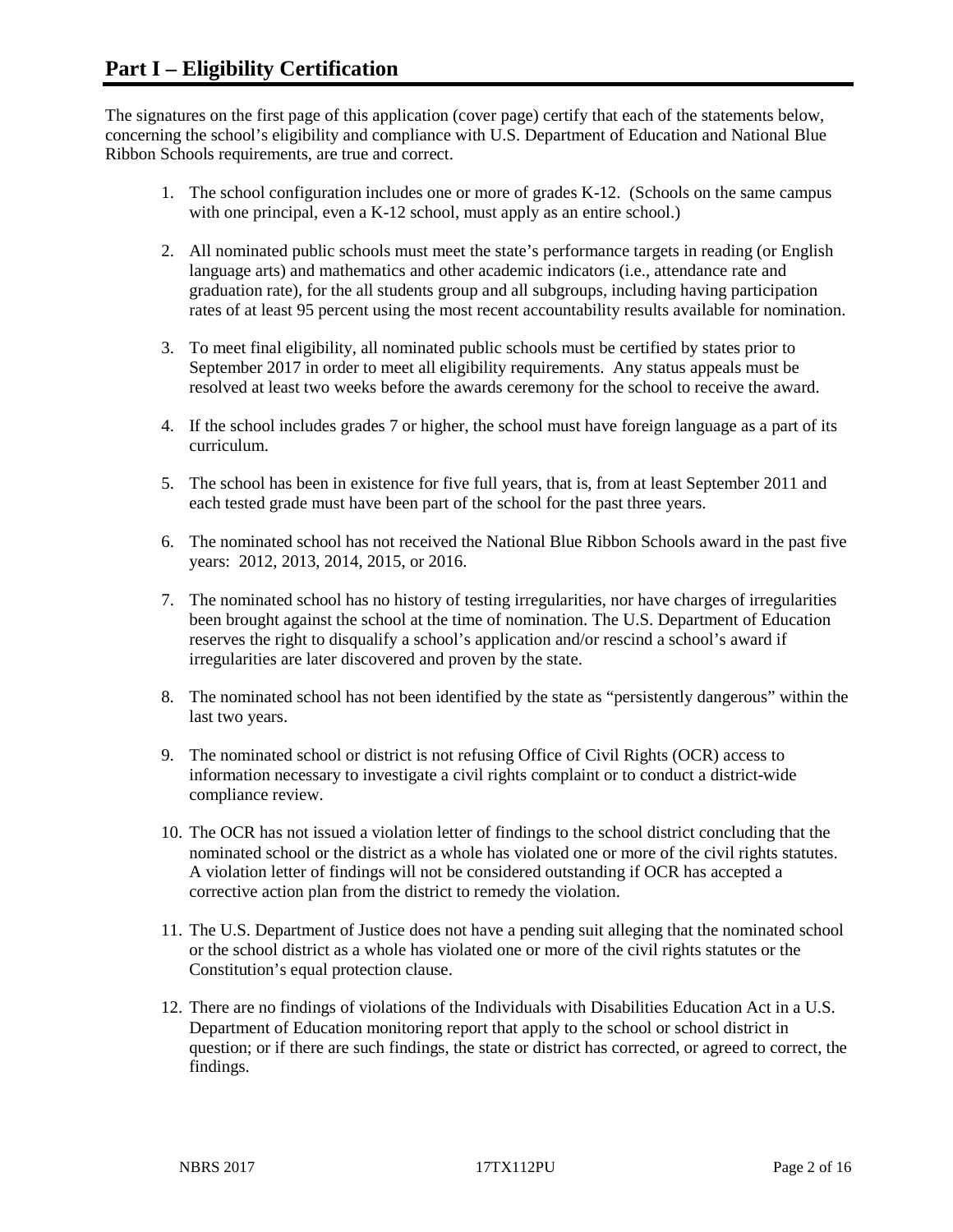# Part I – Eligibility Certification

The signatures on the first page of this application (cover page) certify that each of the statements below, concerning the school's eligibility and compliance with U.S. Department of Education and National Blue Ribbon Schools requirements, are true and correct.

1. The school configuration includes one or more of grades K-12. (Schools on the same campus with one principal, even a K-12 school, must apply as an entire school.)

2. All nominated public schools must meet the state's performance targets in reading (or English language arts) and mathematics and other academic indicators (i.e., attendance rate and graduation rate), for the all students group and all subgroups, including having participation rates of at least 95 percent using the most recent accountability results available for nomination.

3. To meet final eligibility, all nominated public schools must be certified by states prior to September 2017 in order to meet all eligibility requirements. Any status appeals must be resolved at least two weeks before the awards ceremony for the school to receive the award.

4. If the school includes grades 7 or higher, the school must have foreign language as a part of its curriculum.

5. The school has been in existence for five full years, that is, from at least September 2011 and each tested grade must have been part of the school for the past three years.

6. The nominated school has not received the National Blue Ribbon Schools award in the past five years: 2012, 2013, 2014, 2015, or 2016.

7. The nominated school has no history of testing irregularities, nor have charges of irregularities been brought against the school at the time of nomination. The U.S. Department of Education reserves the right to disqualify a school's application and/or rescind a school's award if irregularities are later discovered and proven by the state.

8. The nominated school has not been identified by the state as "persistently dangerous" within the last two years.

9. The nominated school or district is not refusing Office of Civil Rights (OCR) access to information necessary to investigate a civil rights complaint or to conduct a district-wide compliance review.

10. The OCR has not issued a violation letter of findings to the school district concluding that the nominated school or the district as a whole has violated one or more of the civil rights statutes. A violation letter of findings will not be considered outstanding if OCR has accepted a corrective action plan from the district to remedy the violation.

11. The U.S. Department of Justice does not have a pending suit alleging that the nominated school or the school district as a whole has violated one or more of the civil rights statutes or the Constitution's equal protection clause.

12. There are no findings of violations of the Individuals with Disabilities Education Act in a U.S. Department of Education monitoring report that apply to the school or school district in question; or if there are such findings, the state or district has corrected, or agreed to correct, the findings.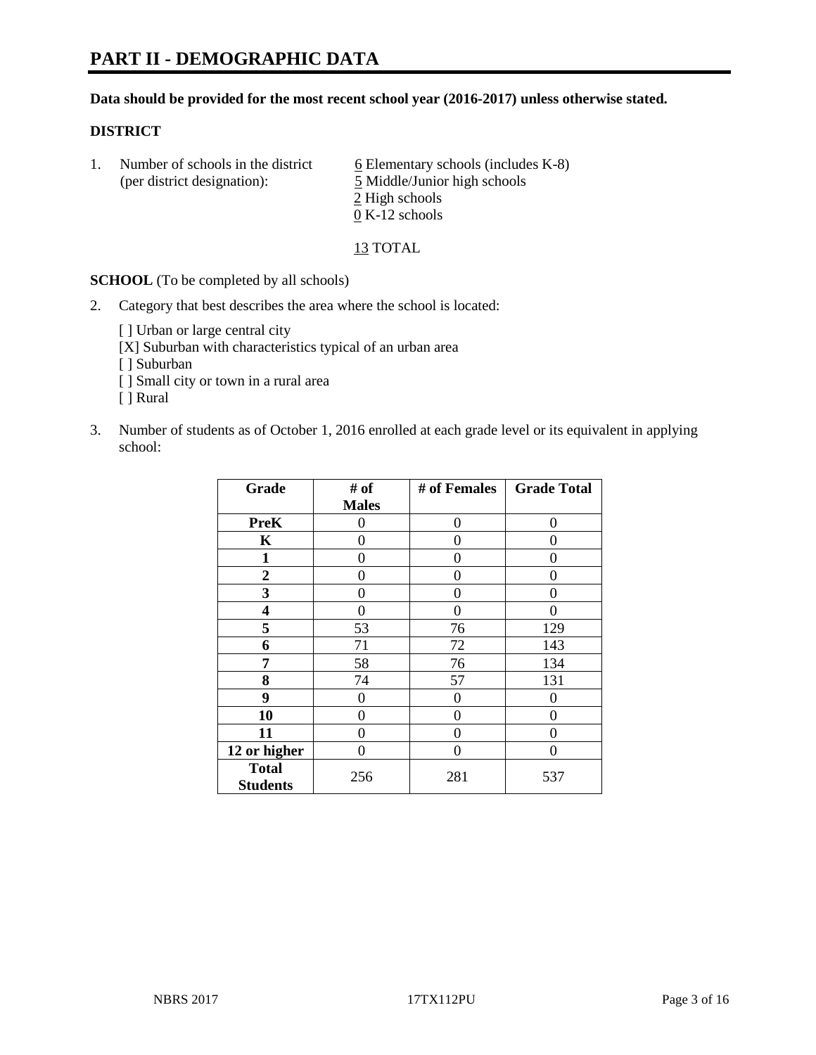# PART II - DEMOGRAPHIC DATA

**Data should be provided for the most recent school year (2016-2017) unless otherwise stated.**

**DISTRICT**

1. Number of schools in the district (per district designation):
   6 Elementary schools (includes K-8)
   5 Middle/Junior high schools
   2 High schools
   0 K-12 schools

   13 TOTAL

**SCHOOL** (To be completed by all schools)

2. Category that best describes the area where the school is located:

   [ ] Urban or large central city
   [X] Suburban with characteristics typical of an urban area
   [ ] Suburban
   [ ] Small city or town in a rural area
   [ ] Rural

3. Number of students as of October 1, 2016 enrolled at each grade level or its equivalent in applying school:

| Grade | # of Males | # of Females | Grade Total |
|---|---|---|---|
| PreK | 0 | 0 | 0 |
| K | 0 | 0 | 0 |
| 1 | 0 | 0 | 0 |
| 2 | 0 | 0 | 0 |
| 3 | 0 | 0 | 0 |
| 4 | 0 | 0 | 0 |
| 5 | 53 | 76 | 129 |
| 6 | 71 | 72 | 143 |
| 7 | 58 | 76 | 134 |
| 8 | 74 | 57 | 131 |
| 9 | 0 | 0 | 0 |
| 10 | 0 | 0 | 0 |
| 11 | 0 | 0 | 0 |
| 12 or higher | 0 | 0 | 0 |
| Total Students | 256 | 281 | 537 |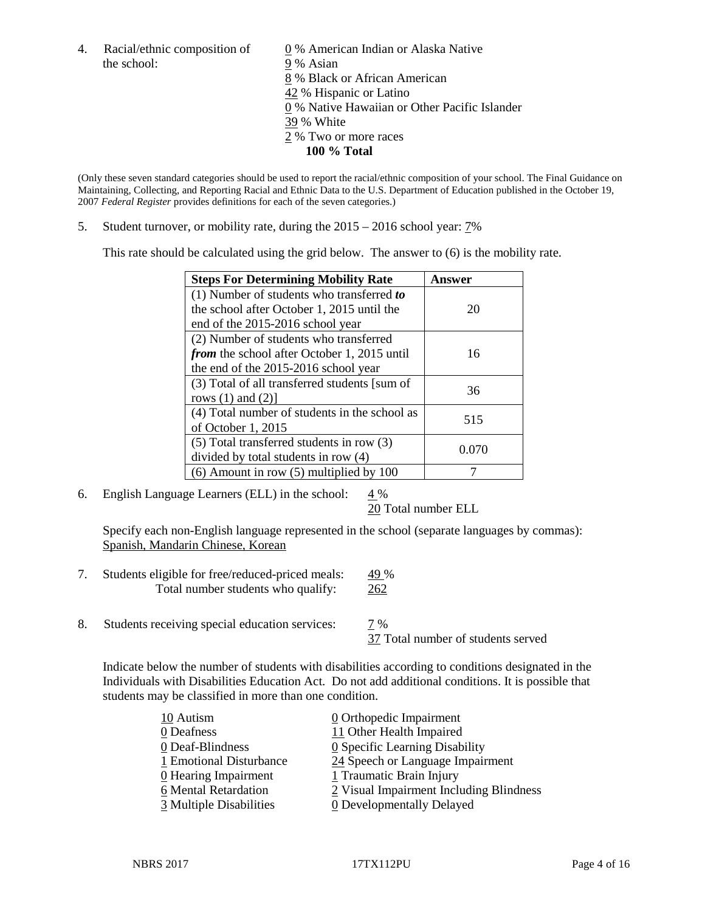4. Racial/ethnic composition of the school:

   0 % American Indian or Alaska Native
   9 % Asian
   8 % Black or African American
   42 % Hispanic or Latino
   0 % Native Hawaiian or Other Pacific Islander
   39 % White
   2 % Two or more races
   **100 % Total**

(Only these seven standard categories should be used to report the racial/ethnic composition of your school. The Final Guidance on Maintaining, Collecting, and Reporting Racial and Ethnic Data to the U.S. Department of Education published in the October 19, 2007 *Federal Register* provides definitions for each of the seven categories.)

5. Student turnover, or mobility rate, during the 2015 – 2016 school year: 7%

   This rate should be calculated using the grid below. The answer to (6) is the mobility rate.

| **Steps For Determining Mobility Rate** | **Answer** |
|---|---|
| (1) Number of students who transferred ***to*** the school after October 1, 2015 until the end of the 2015-2016 school year | 20 |
| (2) Number of students who transferred ***from*** the school after October 1, 2015 until the end of the 2015-2016 school year | 16 |
| (3) Total of all transferred students [sum of rows (1) and (2)] | 36 |
| (4) Total number of students in the school as of October 1, 2015 | 515 |
| (5) Total transferred students in row (3) divided by total students in row (4) | 0.070 |
| (6) Amount in row (5) multiplied by 100 | 7 |

6. English Language Learners (ELL) in the school: 4 %
   20 Total number ELL

   Specify each non-English language represented in the school (separate languages by commas):
   Spanish, Mandarin Chinese, Korean

7. Students eligible for free/reduced-priced meals: 49 %
   Total number students who qualify: 262

8. Students receiving special education services: 7 %
   37 Total number of students served

   Indicate below the number of students with disabilities according to conditions designated in the Individuals with Disabilities Education Act. Do not add additional conditions. It is possible that students may be classified in more than one condition.

   10 Autism
   0 Deafness
   0 Deaf-Blindness
   1 Emotional Disturbance
   0 Hearing Impairment
   6 Mental Retardation
   3 Multiple Disabilities
   0 Orthopedic Impairment
   11 Other Health Impaired
   0 Specific Learning Disability
   24 Speech or Language Impairment
   1 Traumatic Brain Injury
   2 Visual Impairment Including Blindness
   0 Developmentally Delayed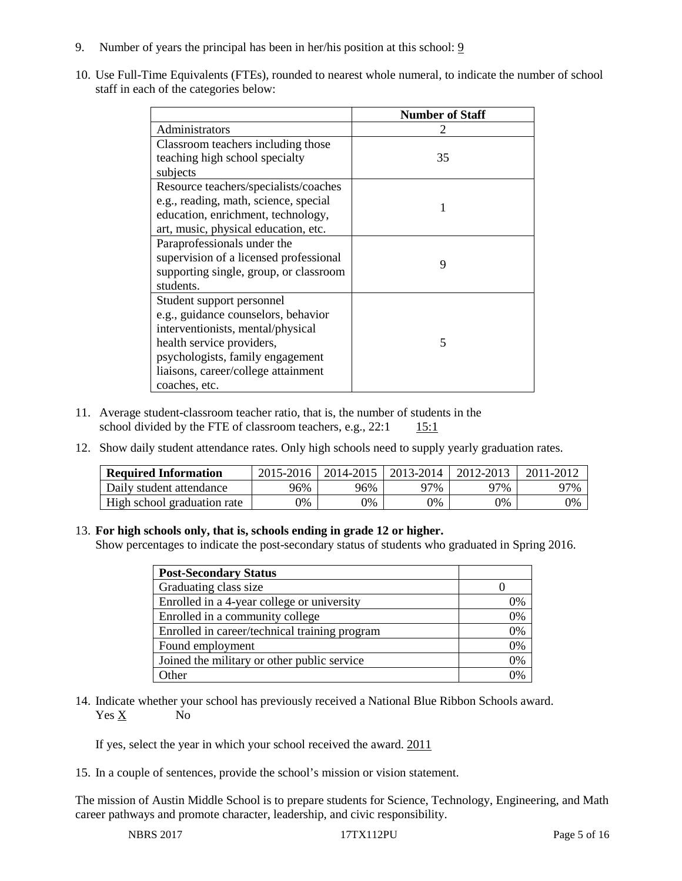9. Number of years the principal has been in her/his position at this school: 9

10. Use Full-Time Equivalents (FTEs), rounded to nearest whole numeral, to indicate the number of school staff in each of the categories below:

| | Number of Staff |
|---|---|
| Administrators | 2 |
| Classroom teachers including those teaching high school specialty subjects | 35 |
| Resource teachers/specialists/coaches e.g., reading, math, science, special education, enrichment, technology, art, music, physical education, etc. | 1 |
| Paraprofessionals under the supervision of a licensed professional supporting single, group, or classroom students. | 9 |
| Student support personnel e.g., guidance counselors, behavior interventionists, mental/physical health service providers, psychologists, family engagement liaisons, career/college attainment coaches, etc. | 5 |

11. Average student-classroom teacher ratio, that is, the number of students in the school divided by the FTE of classroom teachers, e.g., 22:1 15:1

12. Show daily student attendance rates. Only high schools need to supply yearly graduation rates.

| Required Information | 2015-2016 | 2014-2015 | 2013-2014 | 2012-2013 | 2011-2012 |
|---|---|---|---|---|---|
| Daily student attendance | 96% | 96% | 97% | 97% | 97% |
| High school graduation rate | 0% | 0% | 0% | 0% | 0% |

13. **For high schools only, that is, schools ending in grade 12 or higher.**
Show percentages to indicate the post-secondary status of students who graduated in Spring 2016.

| Post-Secondary Status | |
|---|---|
| Graduating class size | 0 |
| Enrolled in a 4-year college or university | 0% |
| Enrolled in a community college | 0% |
| Enrolled in career/technical training program | 0% |
| Found employment | 0% |
| Joined the military or other public service | 0% |
| Other | 0% |

14. Indicate whether your school has previously received a National Blue Ribbon Schools award.
Yes X No

If yes, select the year in which your school received the award. 2011

15. In a couple of sentences, provide the school's mission or vision statement.

The mission of Austin Middle School is to prepare students for Science, Technology, Engineering, and Math career pathways and promote character, leadership, and civic responsibility.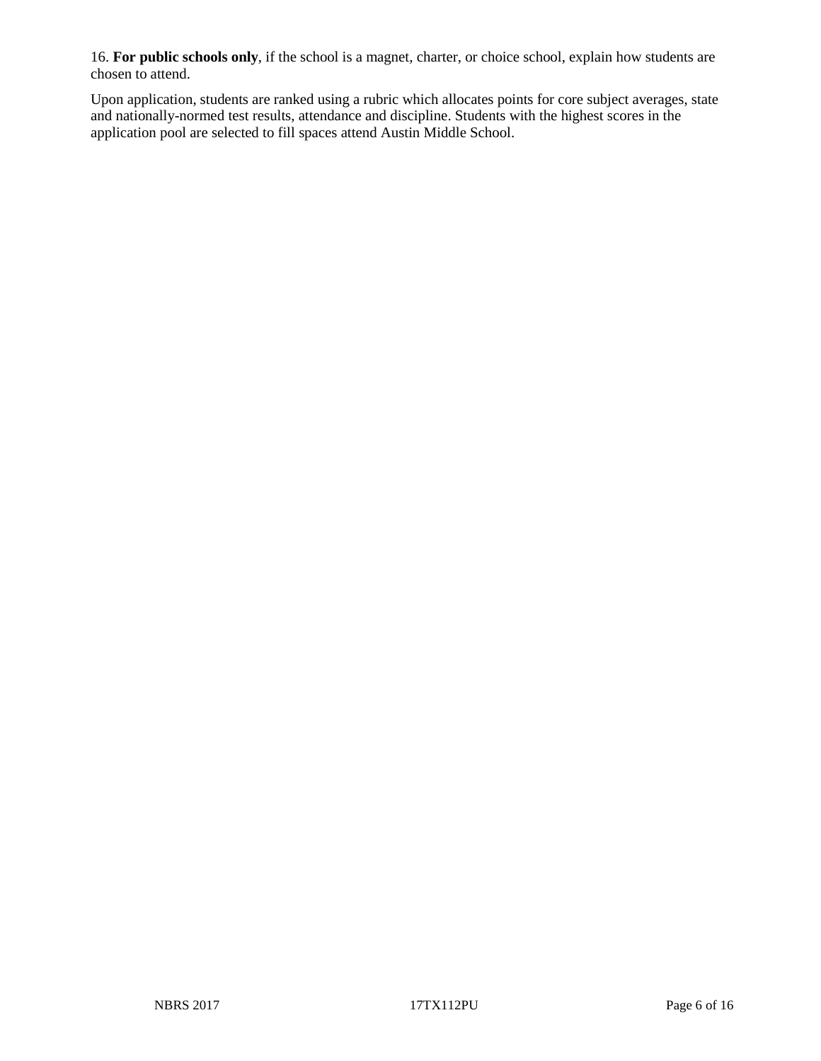16. **For public schools only**, if the school is a magnet, charter, or choice school, explain how students are chosen to attend.

Upon application, students are ranked using a rubric which allocates points for core subject averages, state and nationally-normed test results, attendance and discipline. Students with the highest scores in the application pool are selected to fill spaces attend Austin Middle School.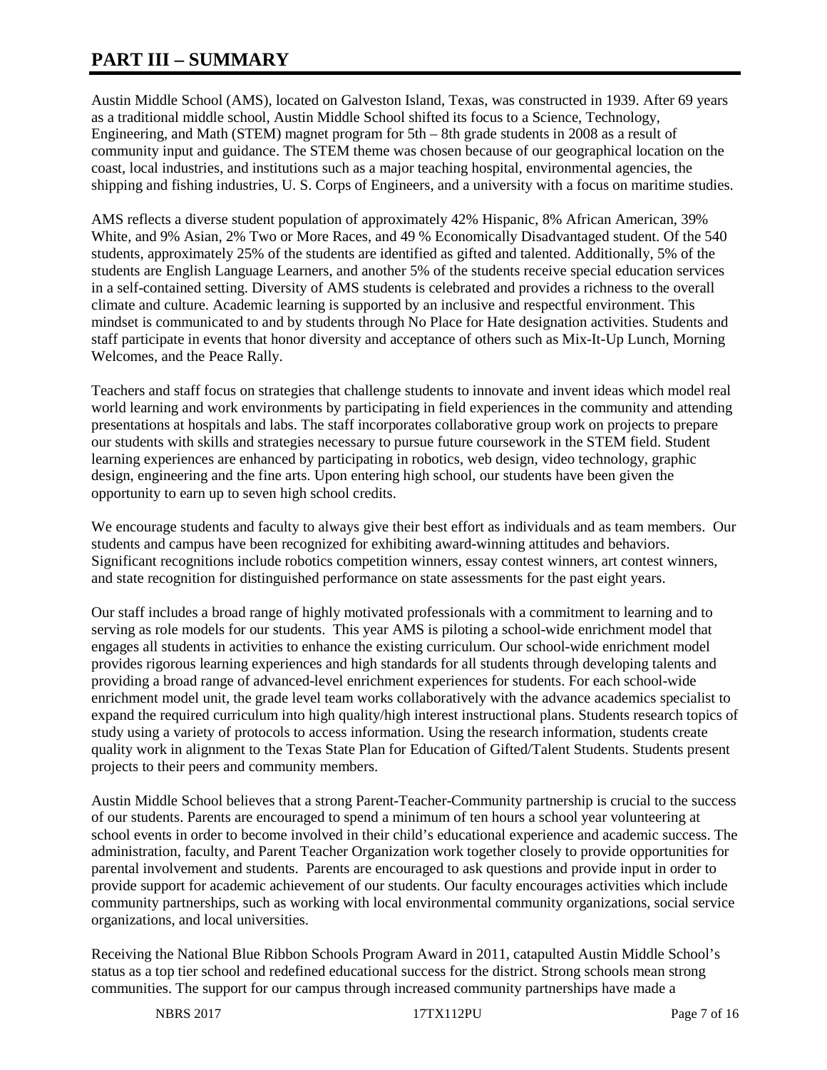# PART III – SUMMARY

Austin Middle School (AMS), located on Galveston Island, Texas, was constructed in 1939. After 69 years as a traditional middle school, Austin Middle School shifted its focus to a Science, Technology, Engineering, and Math (STEM) magnet program for 5th – 8th grade students in 2008 as a result of community input and guidance. The STEM theme was chosen because of our geographical location on the coast, local industries, and institutions such as a major teaching hospital, environmental agencies, the shipping and fishing industries, U. S. Corps of Engineers, and a university with a focus on maritime studies.

AMS reflects a diverse student population of approximately 42% Hispanic, 8% African American, 39% White, and 9% Asian, 2% Two or More Races, and 49 % Economically Disadvantaged student. Of the 540 students, approximately 25% of the students are identified as gifted and talented. Additionally, 5% of the students are English Language Learners, and another 5% of the students receive special education services in a self-contained setting. Diversity of AMS students is celebrated and provides a richness to the overall climate and culture. Academic learning is supported by an inclusive and respectful environment. This mindset is communicated to and by students through No Place for Hate designation activities. Students and staff participate in events that honor diversity and acceptance of others such as Mix-It-Up Lunch, Morning Welcomes, and the Peace Rally.

Teachers and staff focus on strategies that challenge students to innovate and invent ideas which model real world learning and work environments by participating in field experiences in the community and attending presentations at hospitals and labs. The staff incorporates collaborative group work on projects to prepare our students with skills and strategies necessary to pursue future coursework in the STEM field. Student learning experiences are enhanced by participating in robotics, web design, video technology, graphic design, engineering and the fine arts. Upon entering high school, our students have been given the opportunity to earn up to seven high school credits.

We encourage students and faculty to always give their best effort as individuals and as team members. Our students and campus have been recognized for exhibiting award-winning attitudes and behaviors. Significant recognitions include robotics competition winners, essay contest winners, art contest winners, and state recognition for distinguished performance on state assessments for the past eight years.

Our staff includes a broad range of highly motivated professionals with a commitment to learning and to serving as role models for our students. This year AMS is piloting a school-wide enrichment model that engages all students in activities to enhance the existing curriculum. Our school-wide enrichment model provides rigorous learning experiences and high standards for all students through developing talents and providing a broad range of advanced-level enrichment experiences for students. For each school-wide enrichment model unit, the grade level team works collaboratively with the advance academics specialist to expand the required curriculum into high quality/high interest instructional plans. Students research topics of study using a variety of protocols to access information. Using the research information, students create quality work in alignment to the Texas State Plan for Education of Gifted/Talent Students. Students present projects to their peers and community members.

Austin Middle School believes that a strong Parent-Teacher-Community partnership is crucial to the success of our students. Parents are encouraged to spend a minimum of ten hours a school year volunteering at school events in order to become involved in their child's educational experience and academic success. The administration, faculty, and Parent Teacher Organization work together closely to provide opportunities for parental involvement and students. Parents are encouraged to ask questions and provide input in order to provide support for academic achievement of our students. Our faculty encourages activities which include community partnerships, such as working with local environmental community organizations, social service organizations, and local universities.

Receiving the National Blue Ribbon Schools Program Award in 2011, catapulted Austin Middle School's status as a top tier school and redefined educational success for the district. Strong schools mean strong communities. The support for our campus through increased community partnerships have made a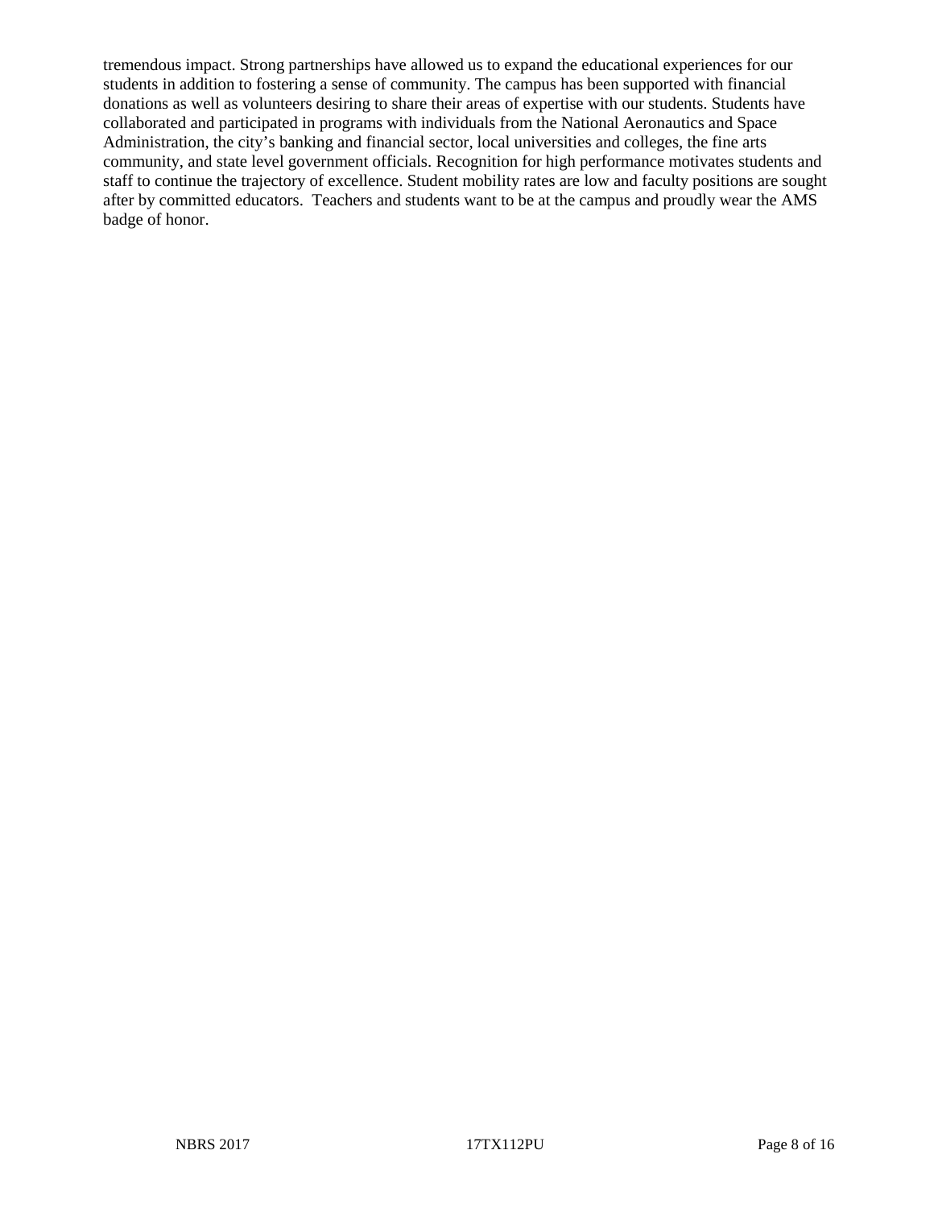tremendous impact. Strong partnerships have allowed us to expand the educational experiences for our students in addition to fostering a sense of community. The campus has been supported with financial donations as well as volunteers desiring to share their areas of expertise with our students. Students have collaborated and participated in programs with individuals from the National Aeronautics and Space Administration, the city's banking and financial sector, local universities and colleges, the fine arts community, and state level government officials. Recognition for high performance motivates students and staff to continue the trajectory of excellence. Student mobility rates are low and faculty positions are sought after by committed educators. Teachers and students want to be at the campus and proudly wear the AMS badge of honor.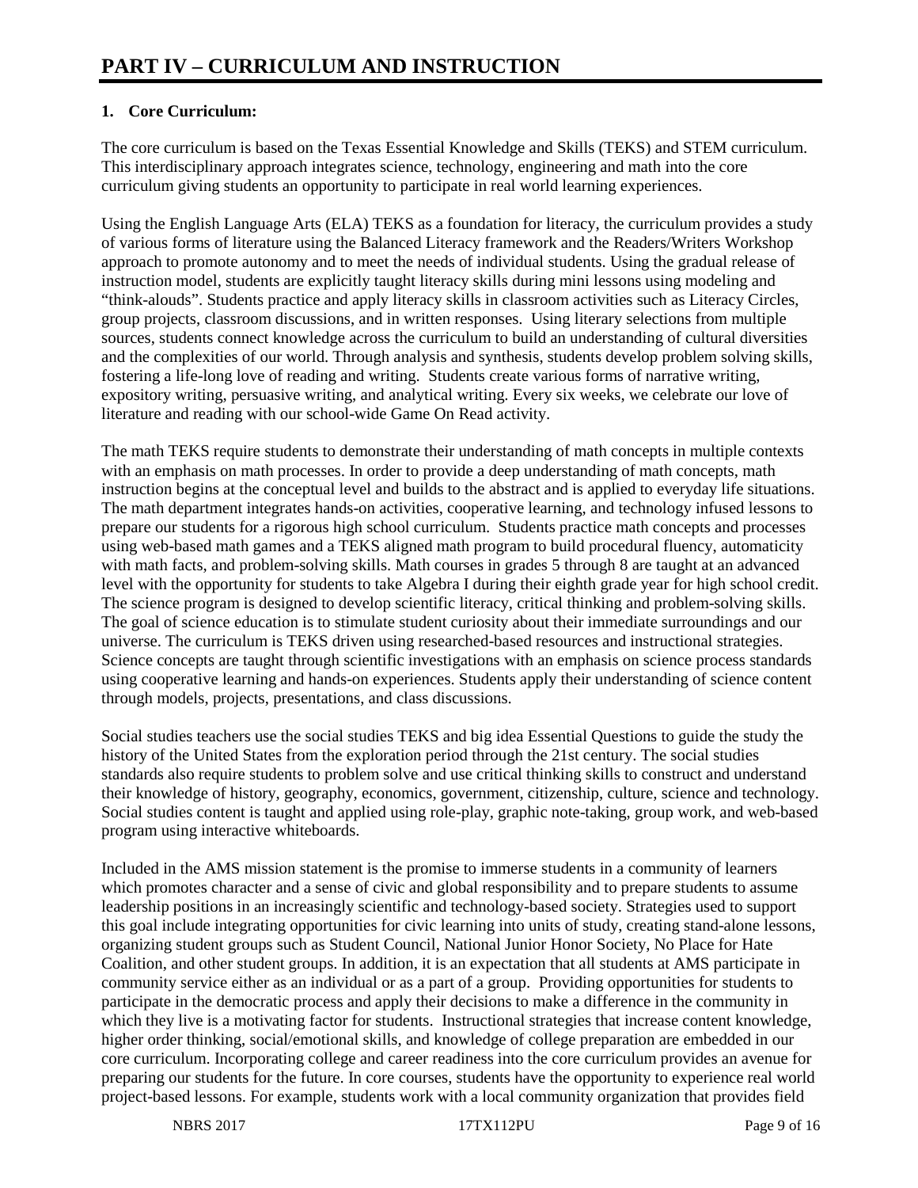# PART IV – CURRICULUM AND INSTRUCTION

**1. Core Curriculum:**

The core curriculum is based on the Texas Essential Knowledge and Skills (TEKS) and STEM curriculum. This interdisciplinary approach integrates science, technology, engineering and math into the core curriculum giving students an opportunity to participate in real world learning experiences.

Using the English Language Arts (ELA) TEKS as a foundation for literacy, the curriculum provides a study of various forms of literature using the Balanced Literacy framework and the Readers/Writers Workshop approach to promote autonomy and to meet the needs of individual students. Using the gradual release of instruction model, students are explicitly taught literacy skills during mini lessons using modeling and "think-alouds". Students practice and apply literacy skills in classroom activities such as Literacy Circles, group projects, classroom discussions, and in written responses. Using literary selections from multiple sources, students connect knowledge across the curriculum to build an understanding of cultural diversities and the complexities of our world. Through analysis and synthesis, students develop problem solving skills, fostering a life-long love of reading and writing. Students create various forms of narrative writing, expository writing, persuasive writing, and analytical writing. Every six weeks, we celebrate our love of literature and reading with our school-wide Game On Read activity.

The math TEKS require students to demonstrate their understanding of math concepts in multiple contexts with an emphasis on math processes. In order to provide a deep understanding of math concepts, math instruction begins at the conceptual level and builds to the abstract and is applied to everyday life situations. The math department integrates hands-on activities, cooperative learning, and technology infused lessons to prepare our students for a rigorous high school curriculum. Students practice math concepts and processes using web-based math games and a TEKS aligned math program to build procedural fluency, automaticity with math facts, and problem-solving skills. Math courses in grades 5 through 8 are taught at an advanced level with the opportunity for students to take Algebra I during their eighth grade year for high school credit. The science program is designed to develop scientific literacy, critical thinking and problem-solving skills. The goal of science education is to stimulate student curiosity about their immediate surroundings and our universe. The curriculum is TEKS driven using researched-based resources and instructional strategies. Science concepts are taught through scientific investigations with an emphasis on science process standards using cooperative learning and hands-on experiences. Students apply their understanding of science content through models, projects, presentations, and class discussions.

Social studies teachers use the social studies TEKS and big idea Essential Questions to guide the study the history of the United States from the exploration period through the 21st century. The social studies standards also require students to problem solve and use critical thinking skills to construct and understand their knowledge of history, geography, economics, government, citizenship, culture, science and technology. Social studies content is taught and applied using role-play, graphic note-taking, group work, and web-based program using interactive whiteboards.

Included in the AMS mission statement is the promise to immerse students in a community of learners which promotes character and a sense of civic and global responsibility and to prepare students to assume leadership positions in an increasingly scientific and technology-based society. Strategies used to support this goal include integrating opportunities for civic learning into units of study, creating stand-alone lessons, organizing student groups such as Student Council, National Junior Honor Society, No Place for Hate Coalition, and other student groups. In addition, it is an expectation that all students at AMS participate in community service either as an individual or as a part of a group. Providing opportunities for students to participate in the democratic process and apply their decisions to make a difference in the community in which they live is a motivating factor for students. Instructional strategies that increase content knowledge, higher order thinking, social/emotional skills, and knowledge of college preparation are embedded in our core curriculum. Incorporating college and career readiness into the core curriculum provides an avenue for preparing our students for the future. In core courses, students have the opportunity to experience real world project-based lessons. For example, students work with a local community organization that provides field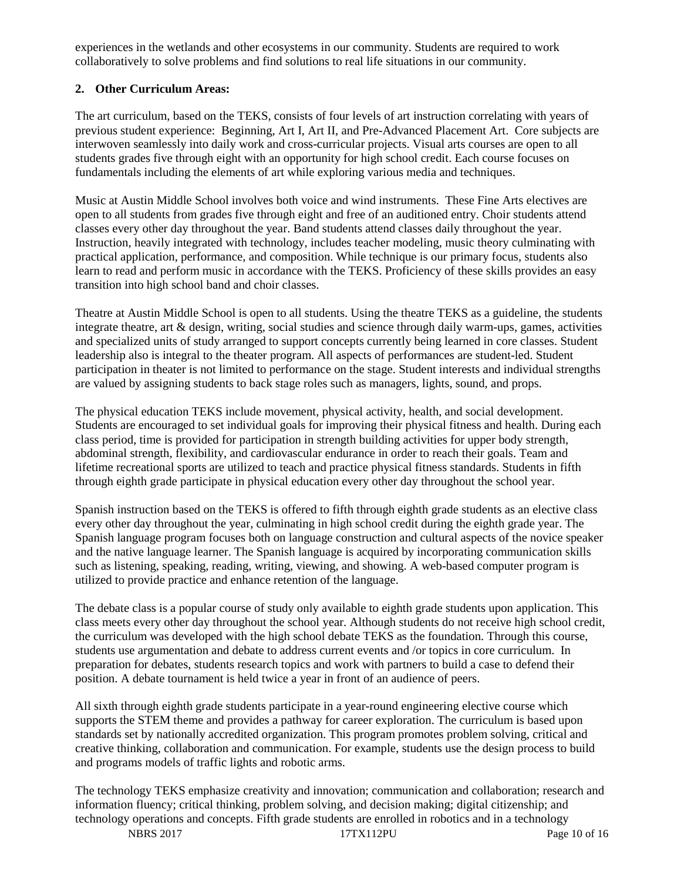experiences in the wetlands and other ecosystems in our community. Students are required to work collaboratively to solve problems and find solutions to real life situations in our community.

**2. Other Curriculum Areas:**

The art curriculum, based on the TEKS, consists of four levels of art instruction correlating with years of previous student experience: Beginning, Art I, Art II, and Pre-Advanced Placement Art. Core subjects are interwoven seamlessly into daily work and cross-curricular projects. Visual arts courses are open to all students grades five through eight with an opportunity for high school credit. Each course focuses on fundamentals including the elements of art while exploring various media and techniques.

Music at Austin Middle School involves both voice and wind instruments. These Fine Arts electives are open to all students from grades five through eight and free of an auditioned entry. Choir students attend classes every other day throughout the year. Band students attend classes daily throughout the year. Instruction, heavily integrated with technology, includes teacher modeling, music theory culminating with practical application, performance, and composition. While technique is our primary focus, students also learn to read and perform music in accordance with the TEKS. Proficiency of these skills provides an easy transition into high school band and choir classes.

Theatre at Austin Middle School is open to all students. Using the theatre TEKS as a guideline, the students integrate theatre, art & design, writing, social studies and science through daily warm-ups, games, activities and specialized units of study arranged to support concepts currently being learned in core classes. Student leadership also is integral to the theater program. All aspects of performances are student-led. Student participation in theater is not limited to performance on the stage. Student interests and individual strengths are valued by assigning students to back stage roles such as managers, lights, sound, and props.

The physical education TEKS include movement, physical activity, health, and social development. Students are encouraged to set individual goals for improving their physical fitness and health. During each class period, time is provided for participation in strength building activities for upper body strength, abdominal strength, flexibility, and cardiovascular endurance in order to reach their goals. Team and lifetime recreational sports are utilized to teach and practice physical fitness standards. Students in fifth through eighth grade participate in physical education every other day throughout the school year.

Spanish instruction based on the TEKS is offered to fifth through eighth grade students as an elective class every other day throughout the year, culminating in high school credit during the eighth grade year. The Spanish language program focuses both on language construction and cultural aspects of the novice speaker and the native language learner. The Spanish language is acquired by incorporating communication skills such as listening, speaking, reading, writing, viewing, and showing. A web-based computer program is utilized to provide practice and enhance retention of the language.

The debate class is a popular course of study only available to eighth grade students upon application. This class meets every other day throughout the school year. Although students do not receive high school credit, the curriculum was developed with the high school debate TEKS as the foundation. Through this course, students use argumentation and debate to address current events and /or topics in core curriculum. In preparation for debates, students research topics and work with partners to build a case to defend their position. A debate tournament is held twice a year in front of an audience of peers.

All sixth through eighth grade students participate in a year-round engineering elective course which supports the STEM theme and provides a pathway for career exploration. The curriculum is based upon standards set by nationally accredited organization. This program promotes problem solving, critical and creative thinking, collaboration and communication. For example, students use the design process to build and programs models of traffic lights and robotic arms.

The technology TEKS emphasize creativity and innovation; communication and collaboration; research and information fluency; critical thinking, problem solving, and decision making; digital citizenship; and technology operations and concepts. Fifth grade students are enrolled in robotics and in a technology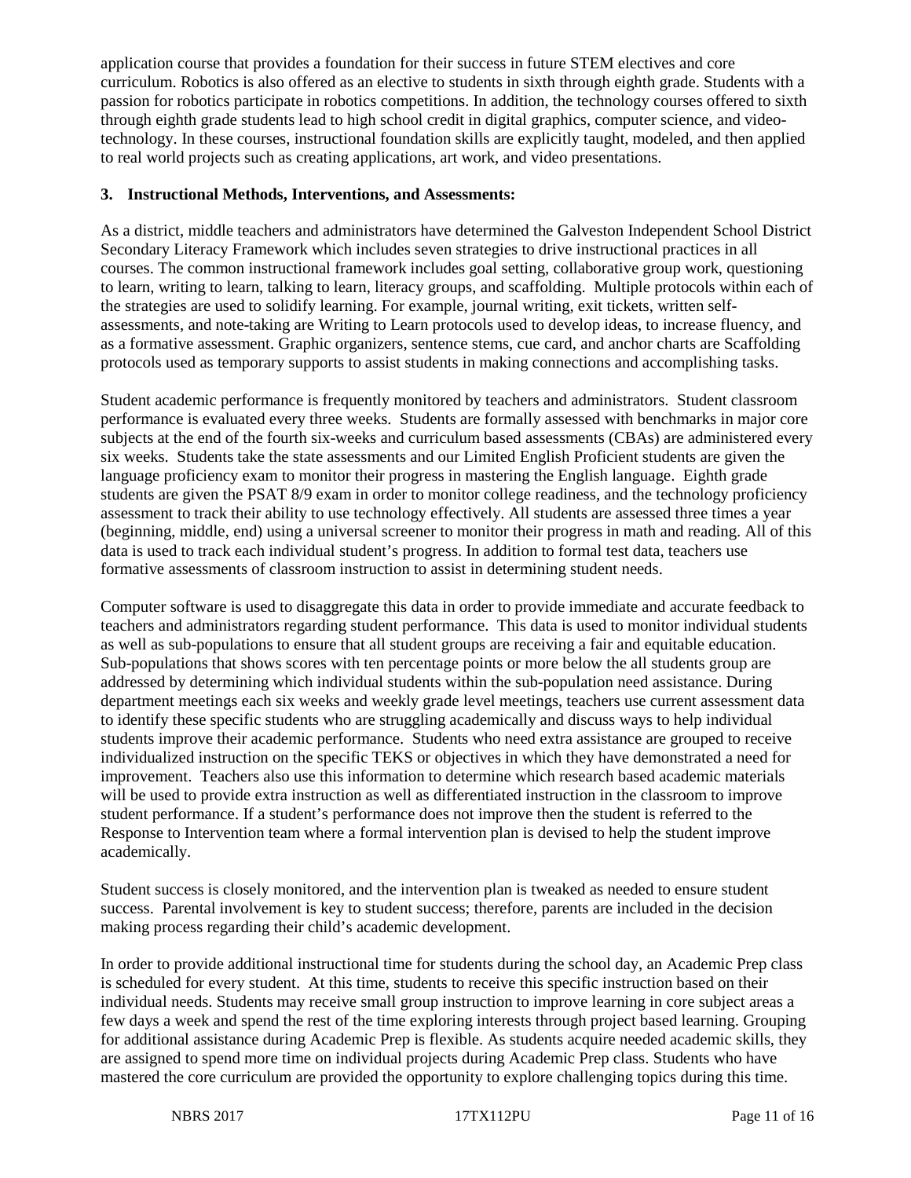application course that provides a foundation for their success in future STEM electives and core curriculum. Robotics is also offered as an elective to students in sixth through eighth grade. Students with a passion for robotics participate in robotics competitions. In addition, the technology courses offered to sixth through eighth grade students lead to high school credit in digital graphics, computer science, and video-technology. In these courses, instructional foundation skills are explicitly taught, modeled, and then applied to real world projects such as creating applications, art work, and video presentations.

**3. Instructional Methods, Interventions, and Assessments:**

As a district, middle teachers and administrators have determined the Galveston Independent School District Secondary Literacy Framework which includes seven strategies to drive instructional practices in all courses. The common instructional framework includes goal setting, collaborative group work, questioning to learn, writing to learn, talking to learn, literacy groups, and scaffolding. Multiple protocols within each of the strategies are used to solidify learning. For example, journal writing, exit tickets, written self-assessments, and note-taking are Writing to Learn protocols used to develop ideas, to increase fluency, and as a formative assessment. Graphic organizers, sentence stems, cue card, and anchor charts are Scaffolding protocols used as temporary supports to assist students in making connections and accomplishing tasks.

Student academic performance is frequently monitored by teachers and administrators. Student classroom performance is evaluated every three weeks. Students are formally assessed with benchmarks in major core subjects at the end of the fourth six-weeks and curriculum based assessments (CBAs) are administered every six weeks. Students take the state assessments and our Limited English Proficient students are given the language proficiency exam to monitor their progress in mastering the English language. Eighth grade students are given the PSAT 8/9 exam in order to monitor college readiness, and the technology proficiency assessment to track their ability to use technology effectively. All students are assessed three times a year (beginning, middle, end) using a universal screener to monitor their progress in math and reading. All of this data is used to track each individual student's progress. In addition to formal test data, teachers use formative assessments of classroom instruction to assist in determining student needs.

Computer software is used to disaggregate this data in order to provide immediate and accurate feedback to teachers and administrators regarding student performance. This data is used to monitor individual students as well as sub-populations to ensure that all student groups are receiving a fair and equitable education. Sub-populations that shows scores with ten percentage points or more below the all students group are addressed by determining which individual students within the sub-population need assistance. During department meetings each six weeks and weekly grade level meetings, teachers use current assessment data to identify these specific students who are struggling academically and discuss ways to help individual students improve their academic performance. Students who need extra assistance are grouped to receive individualized instruction on the specific TEKS or objectives in which they have demonstrated a need for improvement. Teachers also use this information to determine which research based academic materials will be used to provide extra instruction as well as differentiated instruction in the classroom to improve student performance. If a student's performance does not improve then the student is referred to the Response to Intervention team where a formal intervention plan is devised to help the student improve academically.

Student success is closely monitored, and the intervention plan is tweaked as needed to ensure student success. Parental involvement is key to student success; therefore, parents are included in the decision making process regarding their child's academic development.

In order to provide additional instructional time for students during the school day, an Academic Prep class is scheduled for every student. At this time, students to receive this specific instruction based on their individual needs. Students may receive small group instruction to improve learning in core subject areas a few days a week and spend the rest of the time exploring interests through project based learning. Grouping for additional assistance during Academic Prep is flexible. As students acquire needed academic skills, they are assigned to spend more time on individual projects during Academic Prep class. Students who have mastered the core curriculum are provided the opportunity to explore challenging topics during this time.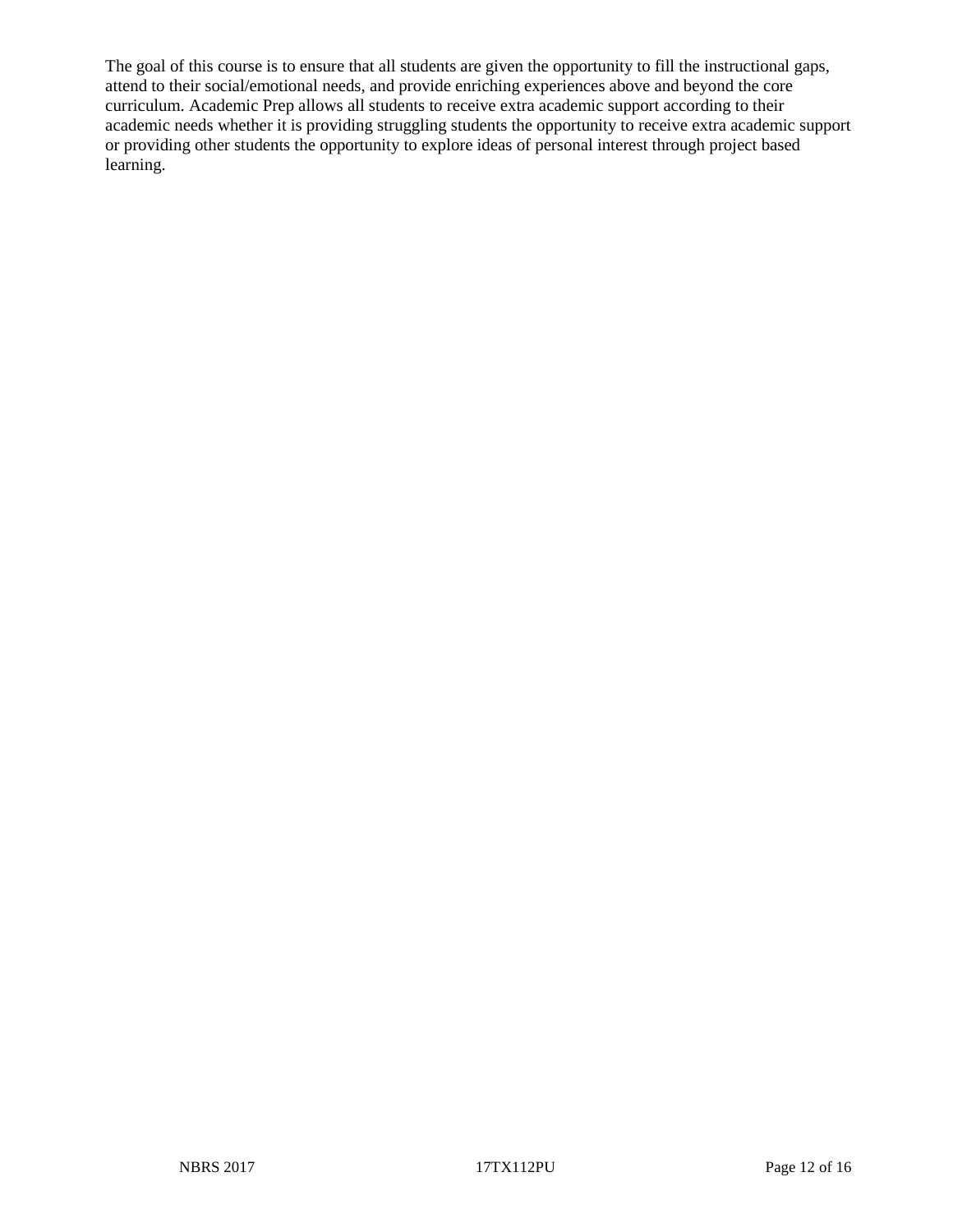The goal of this course is to ensure that all students are given the opportunity to fill the instructional gaps, attend to their social/emotional needs, and provide enriching experiences above and beyond the core curriculum. Academic Prep allows all students to receive extra academic support according to their academic needs whether it is providing struggling students the opportunity to receive extra academic support or providing other students the opportunity to explore ideas of personal interest through project based learning.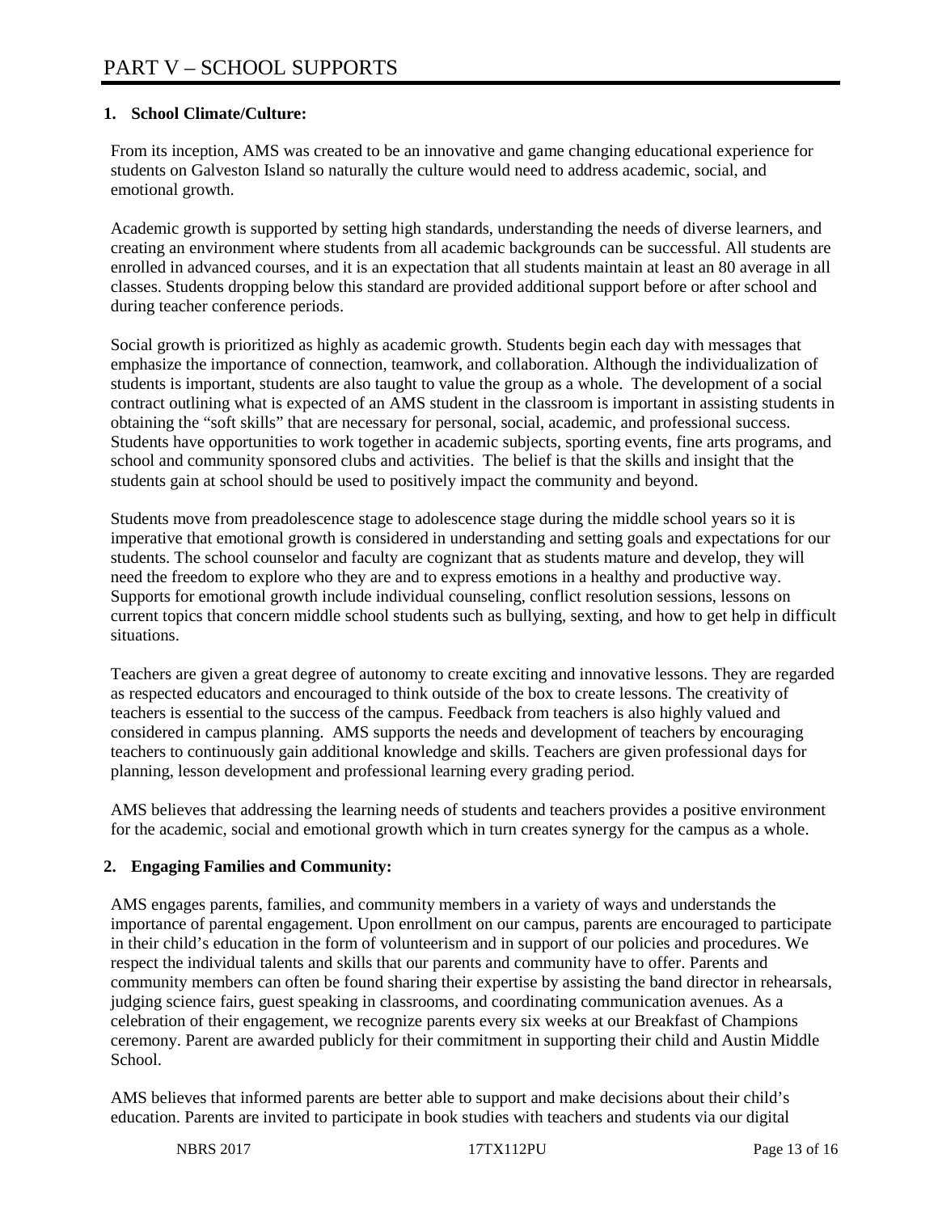# PART V – SCHOOL SUPPORTS

## 1. School Climate/Culture:

From its inception, AMS was created to be an innovative and game changing educational experience for students on Galveston Island so naturally the culture would need to address academic, social, and emotional growth.

Academic growth is supported by setting high standards, understanding the needs of diverse learners, and creating an environment where students from all academic backgrounds can be successful. All students are enrolled in advanced courses, and it is an expectation that all students maintain at least an 80 average in all classes. Students dropping below this standard are provided additional support before or after school and during teacher conference periods.

Social growth is prioritized as highly as academic growth. Students begin each day with messages that emphasize the importance of connection, teamwork, and collaboration. Although the individualization of students is important, students are also taught to value the group as a whole. The development of a social contract outlining what is expected of an AMS student in the classroom is important in assisting students in obtaining the "soft skills" that are necessary for personal, social, academic, and professional success. Students have opportunities to work together in academic subjects, sporting events, fine arts programs, and school and community sponsored clubs and activities. The belief is that the skills and insight that the students gain at school should be used to positively impact the community and beyond.

Students move from preadolescence stage to adolescence stage during the middle school years so it is imperative that emotional growth is considered in understanding and setting goals and expectations for our students. The school counselor and faculty are cognizant that as students mature and develop, they will need the freedom to explore who they are and to express emotions in a healthy and productive way. Supports for emotional growth include individual counseling, conflict resolution sessions, lessons on current topics that concern middle school students such as bullying, sexting, and how to get help in difficult situations.

Teachers are given a great degree of autonomy to create exciting and innovative lessons. They are regarded as respected educators and encouraged to think outside of the box to create lessons. The creativity of teachers is essential to the success of the campus. Feedback from teachers is also highly valued and considered in campus planning. AMS supports the needs and development of teachers by encouraging teachers to continuously gain additional knowledge and skills. Teachers are given professional days for planning, lesson development and professional learning every grading period.

AMS believes that addressing the learning needs of students and teachers provides a positive environment for the academic, social and emotional growth which in turn creates synergy for the campus as a whole.

## 2. Engaging Families and Community:

AMS engages parents, families, and community members in a variety of ways and understands the importance of parental engagement. Upon enrollment on our campus, parents are encouraged to participate in their child's education in the form of volunteerism and in support of our policies and procedures. We respect the individual talents and skills that our parents and community have to offer. Parents and community members can often be found sharing their expertise by assisting the band director in rehearsals, judging science fairs, guest speaking in classrooms, and coordinating communication avenues. As a celebration of their engagement, we recognize parents every six weeks at our Breakfast of Champions ceremony. Parent are awarded publicly for their commitment in supporting their child and Austin Middle School.

AMS believes that informed parents are better able to support and make decisions about their child's education. Parents are invited to participate in book studies with teachers and students via our digital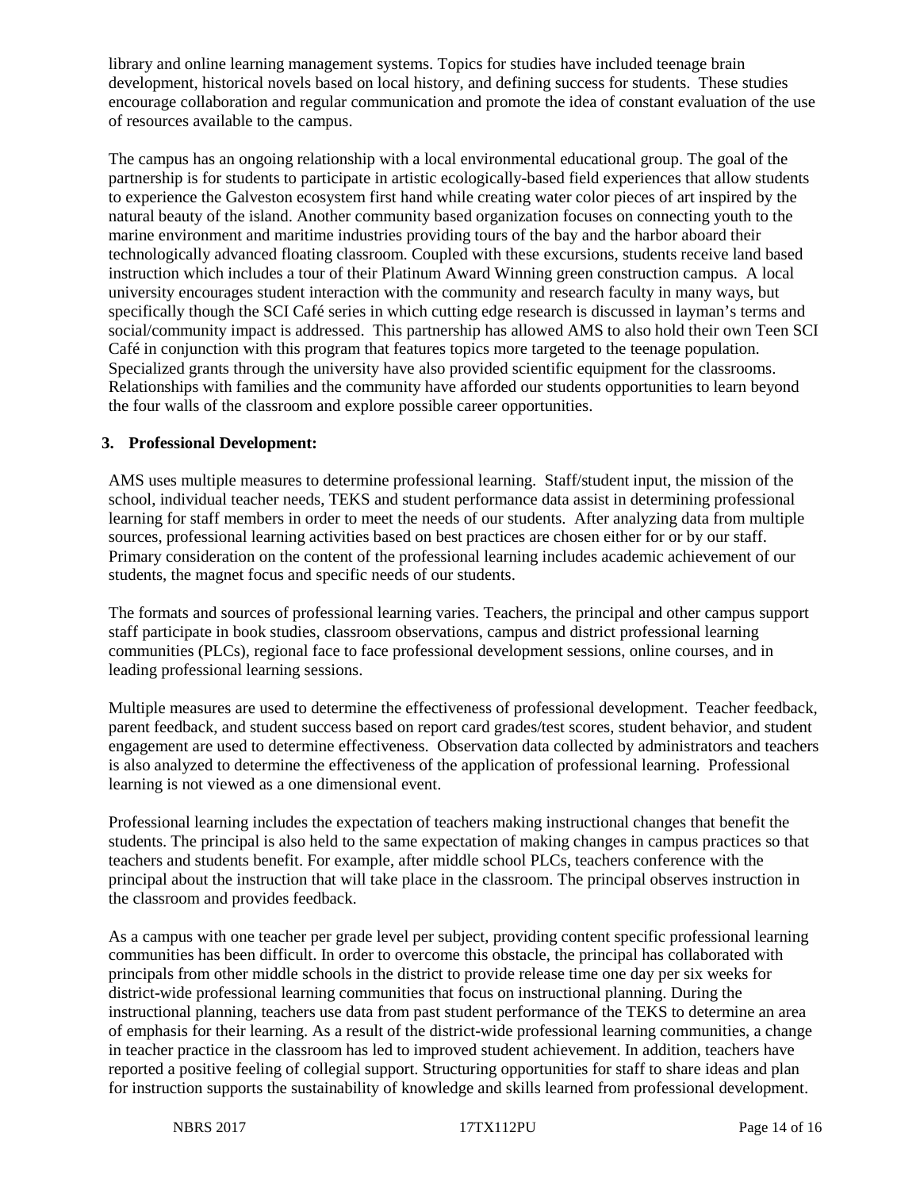library and online learning management systems. Topics for studies have included teenage brain development, historical novels based on local history, and defining success for students. These studies encourage collaboration and regular communication and promote the idea of constant evaluation of the use of resources available to the campus.

The campus has an ongoing relationship with a local environmental educational group. The goal of the partnership is for students to participate in artistic ecologically-based field experiences that allow students to experience the Galveston ecosystem first hand while creating water color pieces of art inspired by the natural beauty of the island. Another community based organization focuses on connecting youth to the marine environment and maritime industries providing tours of the bay and the harbor aboard their technologically advanced floating classroom. Coupled with these excursions, students receive land based instruction which includes a tour of their Platinum Award Winning green construction campus. A local university encourages student interaction with the community and research faculty in many ways, but specifically though the SCI Café series in which cutting edge research is discussed in layman's terms and social/community impact is addressed. This partnership has allowed AMS to also hold their own Teen SCI Café in conjunction with this program that features topics more targeted to the teenage population. Specialized grants through the university have also provided scientific equipment for the classrooms. Relationships with families and the community have afforded our students opportunities to learn beyond the four walls of the classroom and explore possible career opportunities.

**3. Professional Development:**

AMS uses multiple measures to determine professional learning. Staff/student input, the mission of the school, individual teacher needs, TEKS and student performance data assist in determining professional learning for staff members in order to meet the needs of our students. After analyzing data from multiple sources, professional learning activities based on best practices are chosen either for or by our staff. Primary consideration on the content of the professional learning includes academic achievement of our students, the magnet focus and specific needs of our students.

The formats and sources of professional learning varies. Teachers, the principal and other campus support staff participate in book studies, classroom observations, campus and district professional learning communities (PLCs), regional face to face professional development sessions, online courses, and in leading professional learning sessions.

Multiple measures are used to determine the effectiveness of professional development. Teacher feedback, parent feedback, and student success based on report card grades/test scores, student behavior, and student engagement are used to determine effectiveness. Observation data collected by administrators and teachers is also analyzed to determine the effectiveness of the application of professional learning. Professional learning is not viewed as a one dimensional event.

Professional learning includes the expectation of teachers making instructional changes that benefit the students. The principal is also held to the same expectation of making changes in campus practices so that teachers and students benefit. For example, after middle school PLCs, teachers conference with the principal about the instruction that will take place in the classroom. The principal observes instruction in the classroom and provides feedback.

As a campus with one teacher per grade level per subject, providing content specific professional learning communities has been difficult. In order to overcome this obstacle, the principal has collaborated with principals from other middle schools in the district to provide release time one day per six weeks for district-wide professional learning communities that focus on instructional planning. During the instructional planning, teachers use data from past student performance of the TEKS to determine an area of emphasis for their learning. As a result of the district-wide professional learning communities, a change in teacher practice in the classroom has led to improved student achievement. In addition, teachers have reported a positive feeling of collegial support. Structuring opportunities for staff to share ideas and plan for instruction supports the sustainability of knowledge and skills learned from professional development.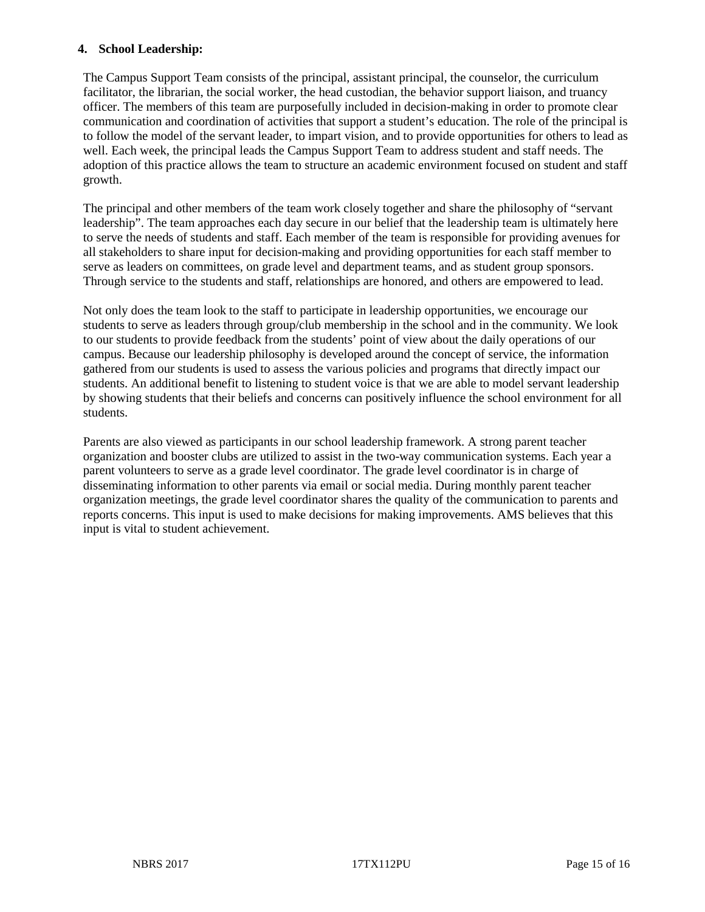**4. School Leadership:**

The Campus Support Team consists of the principal, assistant principal, the counselor, the curriculum facilitator, the librarian, the social worker, the head custodian, the behavior support liaison, and truancy officer. The members of this team are purposefully included in decision-making in order to promote clear communication and coordination of activities that support a student's education. The role of the principal is to follow the model of the servant leader, to impart vision, and to provide opportunities for others to lead as well. Each week, the principal leads the Campus Support Team to address student and staff needs. The adoption of this practice allows the team to structure an academic environment focused on student and staff growth.

The principal and other members of the team work closely together and share the philosophy of "servant leadership". The team approaches each day secure in our belief that the leadership team is ultimately here to serve the needs of students and staff. Each member of the team is responsible for providing avenues for all stakeholders to share input for decision-making and providing opportunities for each staff member to serve as leaders on committees, on grade level and department teams, and as student group sponsors. Through service to the students and staff, relationships are honored, and others are empowered to lead.

Not only does the team look to the staff to participate in leadership opportunities, we encourage our students to serve as leaders through group/club membership in the school and in the community. We look to our students to provide feedback from the students' point of view about the daily operations of our campus. Because our leadership philosophy is developed around the concept of service, the information gathered from our students is used to assess the various policies and programs that directly impact our students. An additional benefit to listening to student voice is that we are able to model servant leadership by showing students that their beliefs and concerns can positively influence the school environment for all students.

Parents are also viewed as participants in our school leadership framework. A strong parent teacher organization and booster clubs are utilized to assist in the two-way communication systems. Each year a parent volunteers to serve as a grade level coordinator. The grade level coordinator is in charge of disseminating information to other parents via email or social media. During monthly parent teacher organization meetings, the grade level coordinator shares the quality of the communication to parents and reports concerns. This input is used to make decisions for making improvements. AMS believes that this input is vital to student achievement.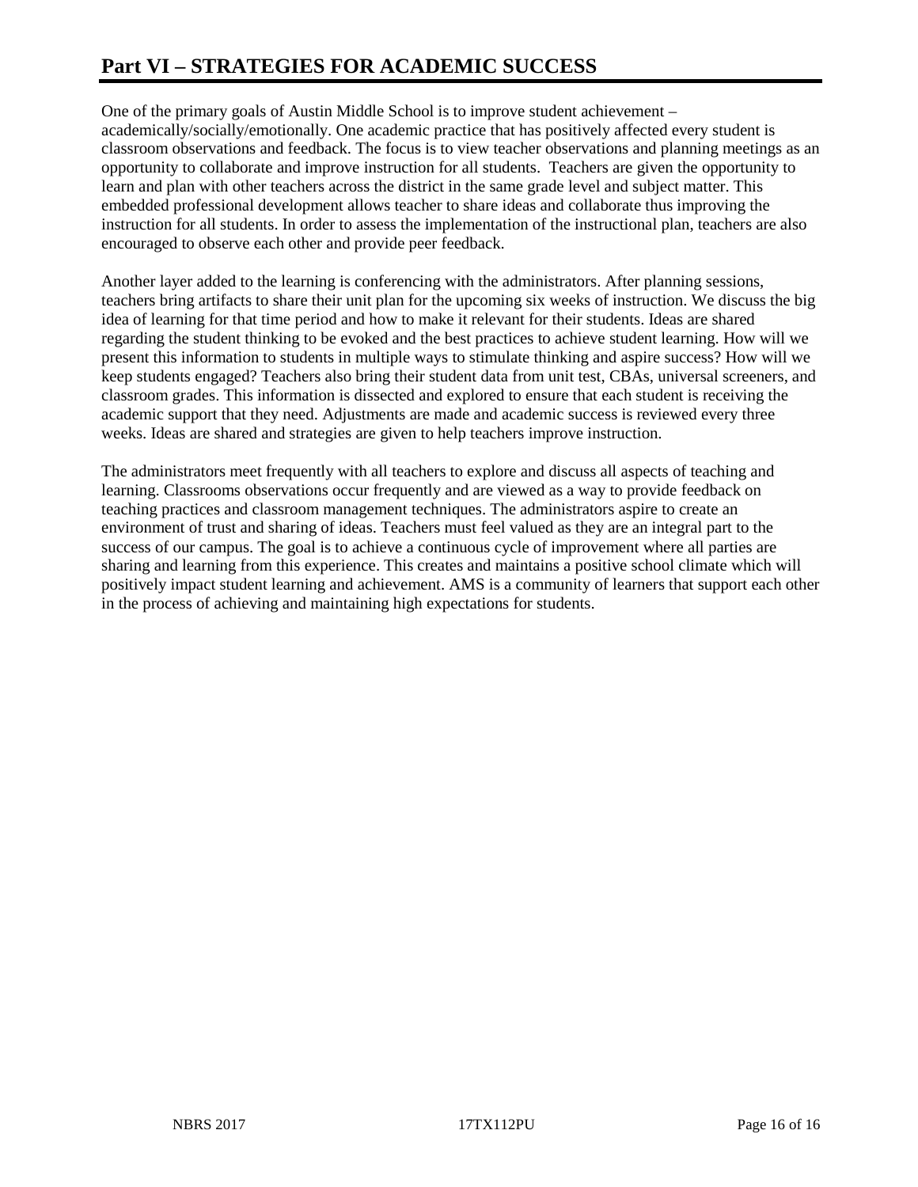# Part VI – STRATEGIES FOR ACADEMIC SUCCESS

One of the primary goals of Austin Middle School is to improve student achievement – academically/socially/emotionally. One academic practice that has positively affected every student is classroom observations and feedback. The focus is to view teacher observations and planning meetings as an opportunity to collaborate and improve instruction for all students. Teachers are given the opportunity to learn and plan with other teachers across the district in the same grade level and subject matter. This embedded professional development allows teacher to share ideas and collaborate thus improving the instruction for all students. In order to assess the implementation of the instructional plan, teachers are also encouraged to observe each other and provide peer feedback.

Another layer added to the learning is conferencing with the administrators. After planning sessions, teachers bring artifacts to share their unit plan for the upcoming six weeks of instruction. We discuss the big idea of learning for that time period and how to make it relevant for their students. Ideas are shared regarding the student thinking to be evoked and the best practices to achieve student learning. How will we present this information to students in multiple ways to stimulate thinking and aspire success? How will we keep students engaged? Teachers also bring their student data from unit test, CBAs, universal screeners, and classroom grades. This information is dissected and explored to ensure that each student is receiving the academic support that they need. Adjustments are made and academic success is reviewed every three weeks. Ideas are shared and strategies are given to help teachers improve instruction.

The administrators meet frequently with all teachers to explore and discuss all aspects of teaching and learning. Classrooms observations occur frequently and are viewed as a way to provide feedback on teaching practices and classroom management techniques. The administrators aspire to create an environment of trust and sharing of ideas. Teachers must feel valued as they are an integral part to the success of our campus. The goal is to achieve a continuous cycle of improvement where all parties are sharing and learning from this experience. This creates and maintains a positive school climate which will positively impact student learning and achievement. AMS is a community of learners that support each other in the process of achieving and maintaining high expectations for students.